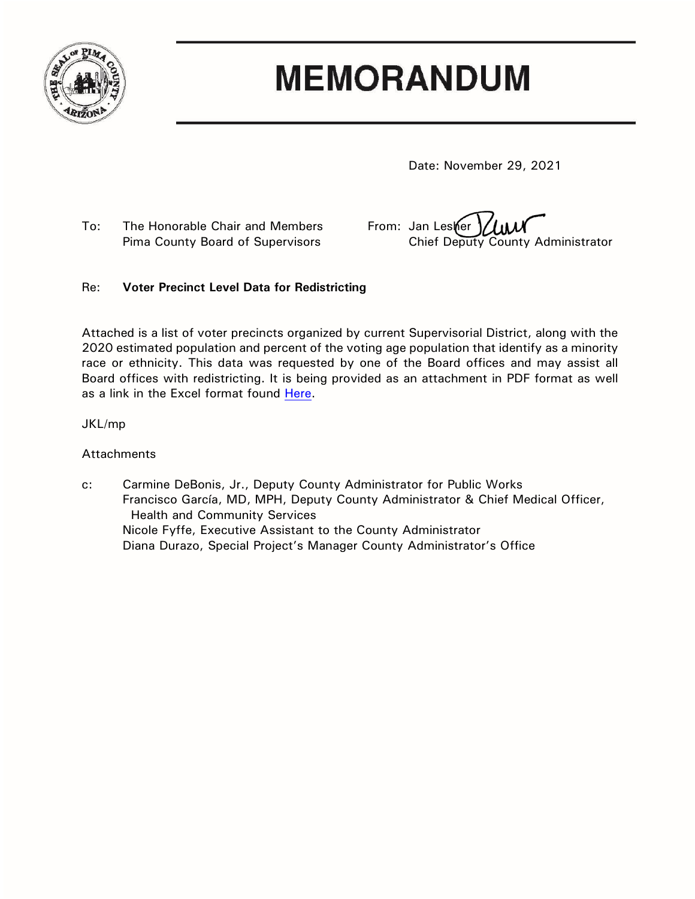# MEMORANDUM

Date: November 29, 2021

To: The Honorable Chair and Members
Pima County Board of Supervisors

From: Jan Lesher
Chief Deputy County Administrator

Re: **Voter Precinct Level Data for Redistricting**

Attached is a list of voter precincts organized by current Supervisorial District, along with the 2020 estimated population and percent of the voting age population that identify as a minority race or ethnicity. This data was requested by one of the Board offices and may assist all Board offices with redistricting. It is being provided as an attachment in PDF format as well as a link in the Excel format found Here.

JKL/mp

Attachments

c: Carmine DeBonis, Jr., Deputy County Administrator for Public Works
Francisco García, MD, MPH, Deputy County Administrator & Chief Medical Officer, Health and Community Services
Nicole Fyffe, Executive Assistant to the County Administrator
Diana Durazo, Special Project's Manager County Administrator's Office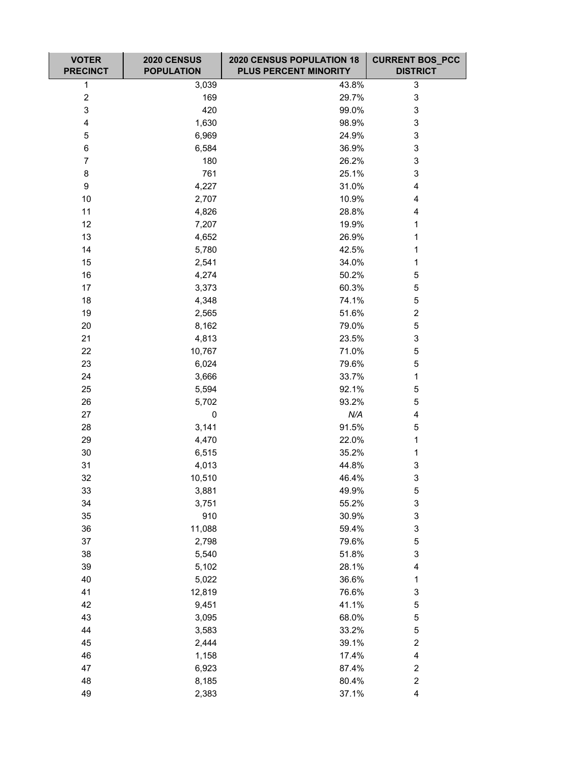| VOTER PRECINCT | 2020 CENSUS POPULATION | 2020 CENSUS POPULATION 18 PLUS PERCENT MINORITY | CURRENT BOS_PCC DISTRICT |
|---|---|---|---|
| 1 | 3,039 | 43.8% | 3 |
| 2 | 169 | 29.7% | 3 |
| 3 | 420 | 99.0% | 3 |
| 4 | 1,630 | 98.9% | 3 |
| 5 | 6,969 | 24.9% | 3 |
| 6 | 6,584 | 36.9% | 3 |
| 7 | 180 | 26.2% | 3 |
| 8 | 761 | 25.1% | 3 |
| 9 | 4,227 | 31.0% | 4 |
| 10 | 2,707 | 10.9% | 4 |
| 11 | 4,826 | 28.8% | 4 |
| 12 | 7,207 | 19.9% | 1 |
| 13 | 4,652 | 26.9% | 1 |
| 14 | 5,780 | 42.5% | 1 |
| 15 | 2,541 | 34.0% | 1 |
| 16 | 4,274 | 50.2% | 5 |
| 17 | 3,373 | 60.3% | 5 |
| 18 | 4,348 | 74.1% | 5 |
| 19 | 2,565 | 51.6% | 2 |
| 20 | 8,162 | 79.0% | 5 |
| 21 | 4,813 | 23.5% | 3 |
| 22 | 10,767 | 71.0% | 5 |
| 23 | 6,024 | 79.6% | 5 |
| 24 | 3,666 | 33.7% | 1 |
| 25 | 5,594 | 92.1% | 5 |
| 26 | 5,702 | 93.2% | 5 |
| 27 | 0 | *N/A* | 4 |
| 28 | 3,141 | 91.5% | 5 |
| 29 | 4,470 | 22.0% | 1 |
| 30 | 6,515 | 35.2% | 1 |
| 31 | 4,013 | 44.8% | 3 |
| 32 | 10,510 | 46.4% | 3 |
| 33 | 3,881 | 49.9% | 5 |
| 34 | 3,751 | 55.2% | 3 |
| 35 | 910 | 30.9% | 3 |
| 36 | 11,088 | 59.4% | 3 |
| 37 | 2,798 | 79.6% | 5 |
| 38 | 5,540 | 51.8% | 3 |
| 39 | 5,102 | 28.1% | 4 |
| 40 | 5,022 | 36.6% | 1 |
| 41 | 12,819 | 76.6% | 3 |
| 42 | 9,451 | 41.1% | 5 |
| 43 | 3,095 | 68.0% | 5 |
| 44 | 3,583 | 33.2% | 5 |
| 45 | 2,444 | 39.1% | 2 |
| 46 | 1,158 | 17.4% | 4 |
| 47 | 6,923 | 87.4% | 2 |
| 48 | 8,185 | 80.4% | 2 |
| 49 | 2,383 | 37.1% | 4 |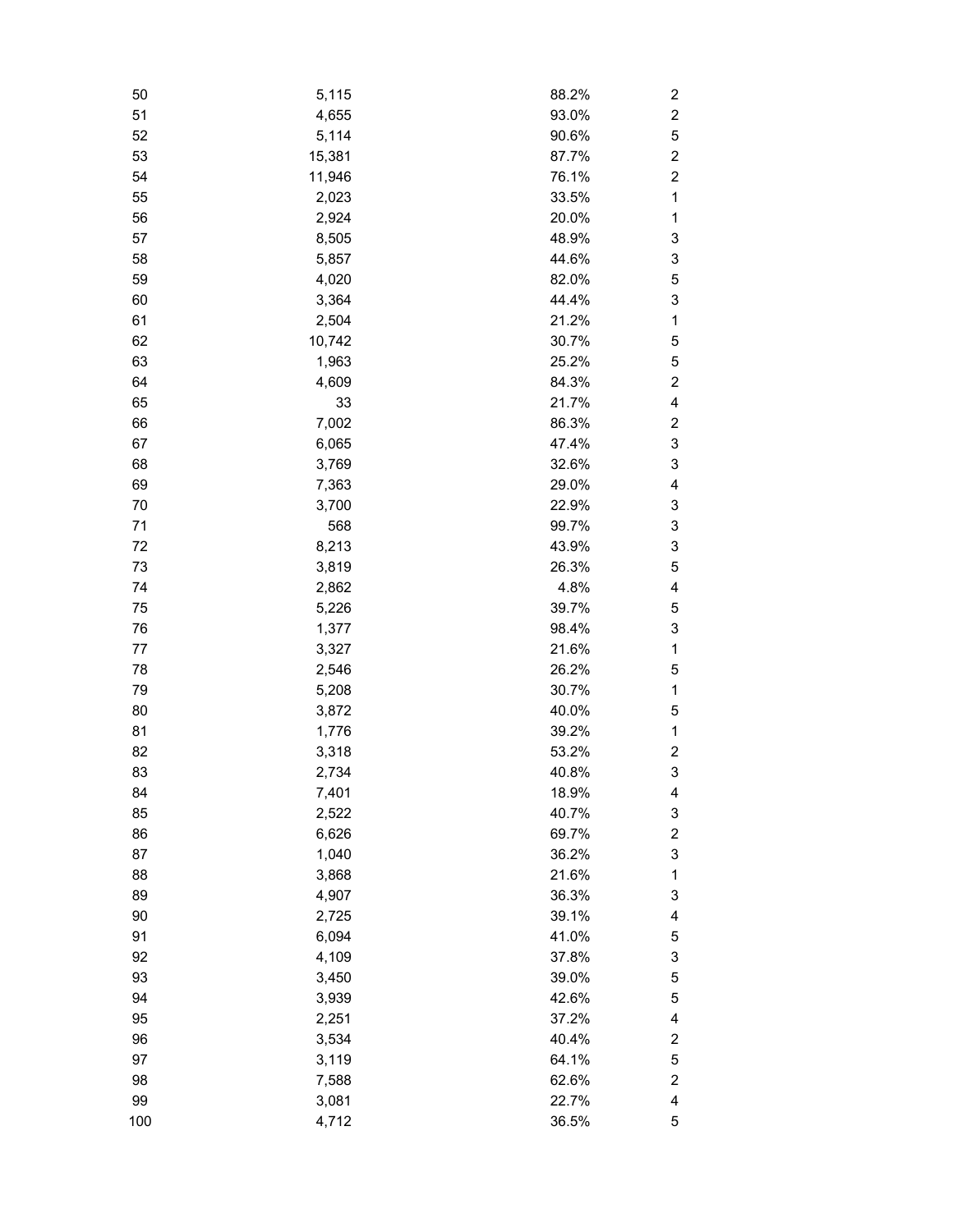| | | | |
|---|---|---|---|
| 50 | 5,115 | 88.2% | 2 |
| 51 | 4,655 | 93.0% | 2 |
| 52 | 5,114 | 90.6% | 5 |
| 53 | 15,381 | 87.7% | 2 |
| 54 | 11,946 | 76.1% | 2 |
| 55 | 2,023 | 33.5% | 1 |
| 56 | 2,924 | 20.0% | 1 |
| 57 | 8,505 | 48.9% | 3 |
| 58 | 5,857 | 44.6% | 3 |
| 59 | 4,020 | 82.0% | 5 |
| 60 | 3,364 | 44.4% | 3 |
| 61 | 2,504 | 21.2% | 1 |
| 62 | 10,742 | 30.7% | 5 |
| 63 | 1,963 | 25.2% | 5 |
| 64 | 4,609 | 84.3% | 2 |
| 65 | 33 | 21.7% | 4 |
| 66 | 7,002 | 86.3% | 2 |
| 67 | 6,065 | 47.4% | 3 |
| 68 | 3,769 | 32.6% | 3 |
| 69 | 7,363 | 29.0% | 4 |
| 70 | 3,700 | 22.9% | 3 |
| 71 | 568 | 99.7% | 3 |
| 72 | 8,213 | 43.9% | 3 |
| 73 | 3,819 | 26.3% | 5 |
| 74 | 2,862 | 4.8% | 4 |
| 75 | 5,226 | 39.7% | 5 |
| 76 | 1,377 | 98.4% | 3 |
| 77 | 3,327 | 21.6% | 1 |
| 78 | 2,546 | 26.2% | 5 |
| 79 | 5,208 | 30.7% | 1 |
| 80 | 3,872 | 40.0% | 5 |
| 81 | 1,776 | 39.2% | 1 |
| 82 | 3,318 | 53.2% | 2 |
| 83 | 2,734 | 40.8% | 3 |
| 84 | 7,401 | 18.9% | 4 |
| 85 | 2,522 | 40.7% | 3 |
| 86 | 6,626 | 69.7% | 2 |
| 87 | 1,040 | 36.2% | 3 |
| 88 | 3,868 | 21.6% | 1 |
| 89 | 4,907 | 36.3% | 3 |
| 90 | 2,725 | 39.1% | 4 |
| 91 | 6,094 | 41.0% | 5 |
| 92 | 4,109 | 37.8% | 3 |
| 93 | 3,450 | 39.0% | 5 |
| 94 | 3,939 | 42.6% | 5 |
| 95 | 2,251 | 37.2% | 4 |
| 96 | 3,534 | 40.4% | 2 |
| 97 | 3,119 | 64.1% | 5 |
| 98 | 7,588 | 62.6% | 2 |
| 99 | 3,081 | 22.7% | 4 |
| 100 | 4,712 | 36.5% | 5 |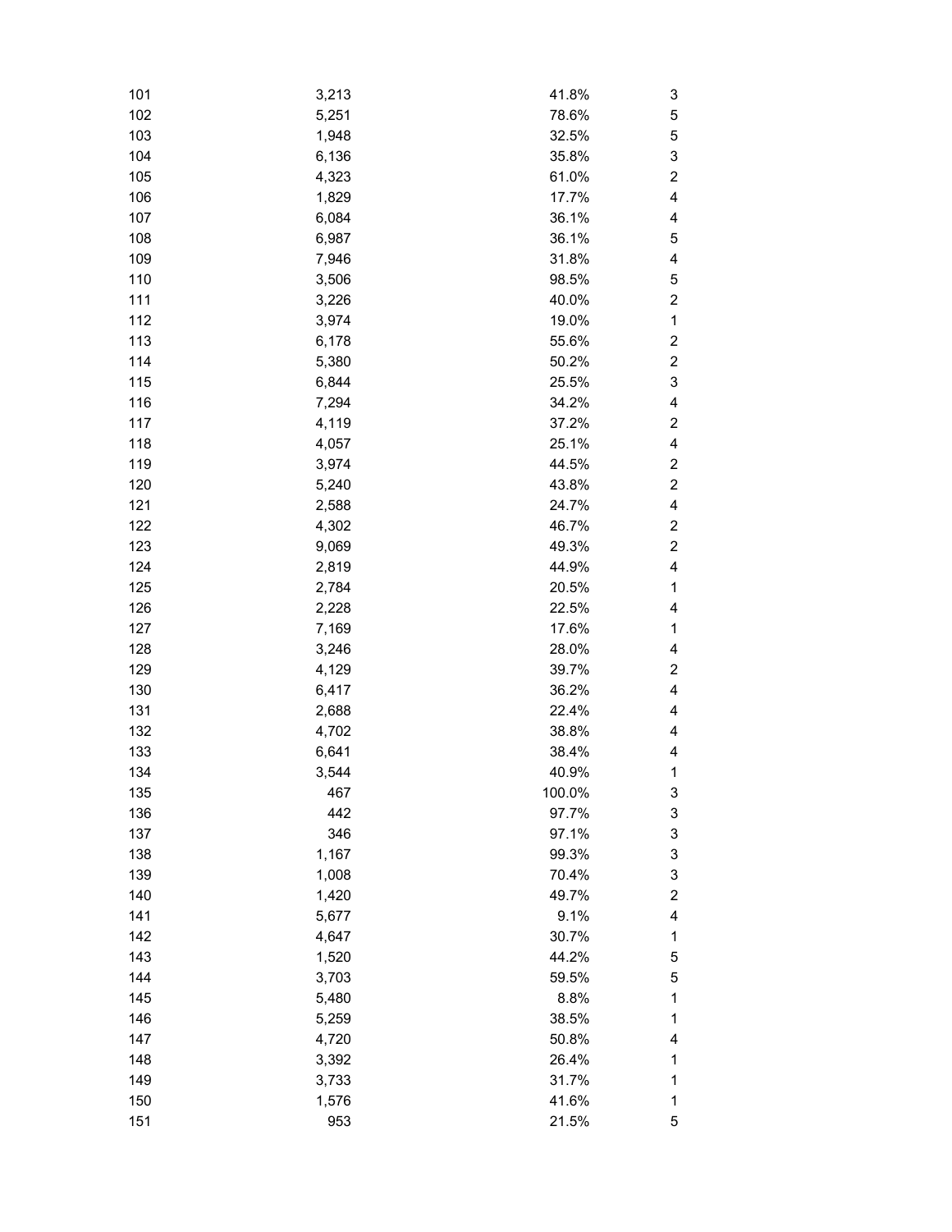| | | | |
|---|---|---|---|
| 101 | 3,213 | 41.8% | 3 |
| 102 | 5,251 | 78.6% | 5 |
| 103 | 1,948 | 32.5% | 5 |
| 104 | 6,136 | 35.8% | 3 |
| 105 | 4,323 | 61.0% | 2 |
| 106 | 1,829 | 17.7% | 4 |
| 107 | 6,084 | 36.1% | 4 |
| 108 | 6,987 | 36.1% | 5 |
| 109 | 7,946 | 31.8% | 4 |
| 110 | 3,506 | 98.5% | 5 |
| 111 | 3,226 | 40.0% | 2 |
| 112 | 3,974 | 19.0% | 1 |
| 113 | 6,178 | 55.6% | 2 |
| 114 | 5,380 | 50.2% | 2 |
| 115 | 6,844 | 25.5% | 3 |
| 116 | 7,294 | 34.2% | 4 |
| 117 | 4,119 | 37.2% | 2 |
| 118 | 4,057 | 25.1% | 4 |
| 119 | 3,974 | 44.5% | 2 |
| 120 | 5,240 | 43.8% | 2 |
| 121 | 2,588 | 24.7% | 4 |
| 122 | 4,302 | 46.7% | 2 |
| 123 | 9,069 | 49.3% | 2 |
| 124 | 2,819 | 44.9% | 4 |
| 125 | 2,784 | 20.5% | 1 |
| 126 | 2,228 | 22.5% | 4 |
| 127 | 7,169 | 17.6% | 1 |
| 128 | 3,246 | 28.0% | 4 |
| 129 | 4,129 | 39.7% | 2 |
| 130 | 6,417 | 36.2% | 4 |
| 131 | 2,688 | 22.4% | 4 |
| 132 | 4,702 | 38.8% | 4 |
| 133 | 6,641 | 38.4% | 4 |
| 134 | 3,544 | 40.9% | 1 |
| 135 | 467 | 100.0% | 3 |
| 136 | 442 | 97.7% | 3 |
| 137 | 346 | 97.1% | 3 |
| 138 | 1,167 | 99.3% | 3 |
| 139 | 1,008 | 70.4% | 3 |
| 140 | 1,420 | 49.7% | 2 |
| 141 | 5,677 | 9.1% | 4 |
| 142 | 4,647 | 30.7% | 1 |
| 143 | 1,520 | 44.2% | 5 |
| 144 | 3,703 | 59.5% | 5 |
| 145 | 5,480 | 8.8% | 1 |
| 146 | 5,259 | 38.5% | 1 |
| 147 | 4,720 | 50.8% | 4 |
| 148 | 3,392 | 26.4% | 1 |
| 149 | 3,733 | 31.7% | 1 |
| 150 | 1,576 | 41.6% | 1 |
| 151 | 953 | 21.5% | 5 |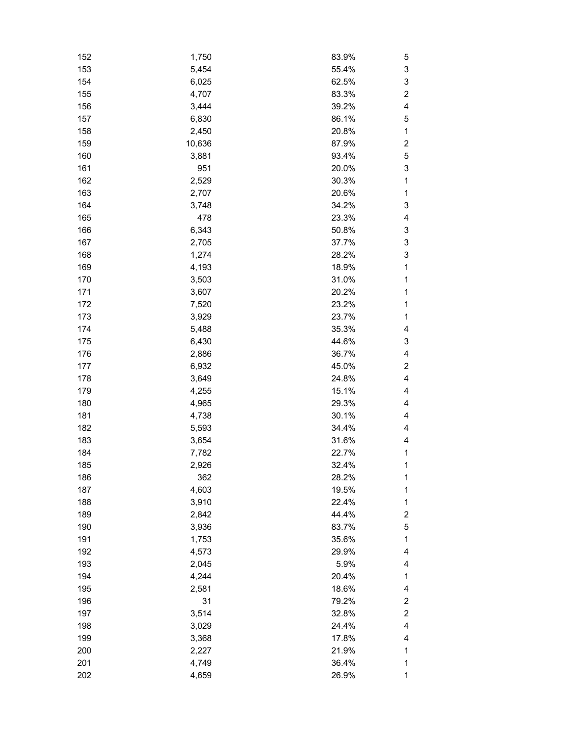| | | | |
|---|---|---|---|
| 152 | 1,750 | 83.9% | 5 |
| 153 | 5,454 | 55.4% | 3 |
| 154 | 6,025 | 62.5% | 3 |
| 155 | 4,707 | 83.3% | 2 |
| 156 | 3,444 | 39.2% | 4 |
| 157 | 6,830 | 86.1% | 5 |
| 158 | 2,450 | 20.8% | 1 |
| 159 | 10,636 | 87.9% | 2 |
| 160 | 3,881 | 93.4% | 5 |
| 161 | 951 | 20.0% | 3 |
| 162 | 2,529 | 30.3% | 1 |
| 163 | 2,707 | 20.6% | 1 |
| 164 | 3,748 | 34.2% | 3 |
| 165 | 478 | 23.3% | 4 |
| 166 | 6,343 | 50.8% | 3 |
| 167 | 2,705 | 37.7% | 3 |
| 168 | 1,274 | 28.2% | 3 |
| 169 | 4,193 | 18.9% | 1 |
| 170 | 3,503 | 31.0% | 1 |
| 171 | 3,607 | 20.2% | 1 |
| 172 | 7,520 | 23.2% | 1 |
| 173 | 3,929 | 23.7% | 1 |
| 174 | 5,488 | 35.3% | 4 |
| 175 | 6,430 | 44.6% | 3 |
| 176 | 2,886 | 36.7% | 4 |
| 177 | 6,932 | 45.0% | 2 |
| 178 | 3,649 | 24.8% | 4 |
| 179 | 4,255 | 15.1% | 4 |
| 180 | 4,965 | 29.3% | 4 |
| 181 | 4,738 | 30.1% | 4 |
| 182 | 5,593 | 34.4% | 4 |
| 183 | 3,654 | 31.6% | 4 |
| 184 | 7,782 | 22.7% | 1 |
| 185 | 2,926 | 32.4% | 1 |
| 186 | 362 | 28.2% | 1 |
| 187 | 4,603 | 19.5% | 1 |
| 188 | 3,910 | 22.4% | 1 |
| 189 | 2,842 | 44.4% | 2 |
| 190 | 3,936 | 83.7% | 5 |
| 191 | 1,753 | 35.6% | 1 |
| 192 | 4,573 | 29.9% | 4 |
| 193 | 2,045 | 5.9% | 4 |
| 194 | 4,244 | 20.4% | 1 |
| 195 | 2,581 | 18.6% | 4 |
| 196 | 31 | 79.2% | 2 |
| 197 | 3,514 | 32.8% | 2 |
| 198 | 3,029 | 24.4% | 4 |
| 199 | 3,368 | 17.8% | 4 |
| 200 | 2,227 | 21.9% | 1 |
| 201 | 4,749 | 36.4% | 1 |
| 202 | 4,659 | 26.9% | 1 |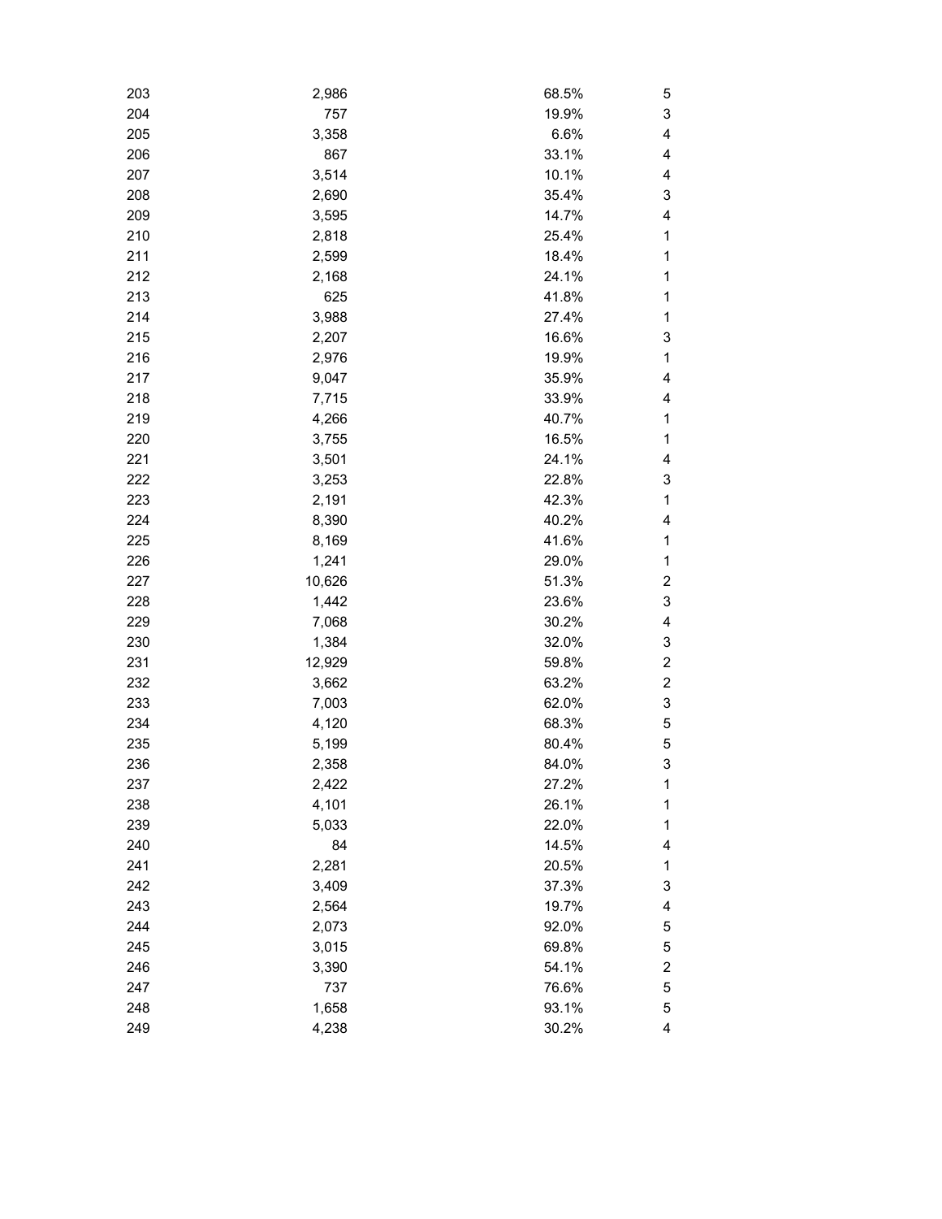| | | | |
|---|---|---|---|
| 203 | 2,986 | 68.5% | 5 |
| 204 | 757 | 19.9% | 3 |
| 205 | 3,358 | 6.6% | 4 |
| 206 | 867 | 33.1% | 4 |
| 207 | 3,514 | 10.1% | 4 |
| 208 | 2,690 | 35.4% | 3 |
| 209 | 3,595 | 14.7% | 4 |
| 210 | 2,818 | 25.4% | 1 |
| 211 | 2,599 | 18.4% | 1 |
| 212 | 2,168 | 24.1% | 1 |
| 213 | 625 | 41.8% | 1 |
| 214 | 3,988 | 27.4% | 1 |
| 215 | 2,207 | 16.6% | 3 |
| 216 | 2,976 | 19.9% | 1 |
| 217 | 9,047 | 35.9% | 4 |
| 218 | 7,715 | 33.9% | 4 |
| 219 | 4,266 | 40.7% | 1 |
| 220 | 3,755 | 16.5% | 1 |
| 221 | 3,501 | 24.1% | 4 |
| 222 | 3,253 | 22.8% | 3 |
| 223 | 2,191 | 42.3% | 1 |
| 224 | 8,390 | 40.2% | 4 |
| 225 | 8,169 | 41.6% | 1 |
| 226 | 1,241 | 29.0% | 1 |
| 227 | 10,626 | 51.3% | 2 |
| 228 | 1,442 | 23.6% | 3 |
| 229 | 7,068 | 30.2% | 4 |
| 230 | 1,384 | 32.0% | 3 |
| 231 | 12,929 | 59.8% | 2 |
| 232 | 3,662 | 63.2% | 2 |
| 233 | 7,003 | 62.0% | 3 |
| 234 | 4,120 | 68.3% | 5 |
| 235 | 5,199 | 80.4% | 5 |
| 236 | 2,358 | 84.0% | 3 |
| 237 | 2,422 | 27.2% | 1 |
| 238 | 4,101 | 26.1% | 1 |
| 239 | 5,033 | 22.0% | 1 |
| 240 | 84 | 14.5% | 4 |
| 241 | 2,281 | 20.5% | 1 |
| 242 | 3,409 | 37.3% | 3 |
| 243 | 2,564 | 19.7% | 4 |
| 244 | 2,073 | 92.0% | 5 |
| 245 | 3,015 | 69.8% | 5 |
| 246 | 3,390 | 54.1% | 2 |
| 247 | 737 | 76.6% | 5 |
| 248 | 1,658 | 93.1% | 5 |
| 249 | 4,238 | 30.2% | 4 |